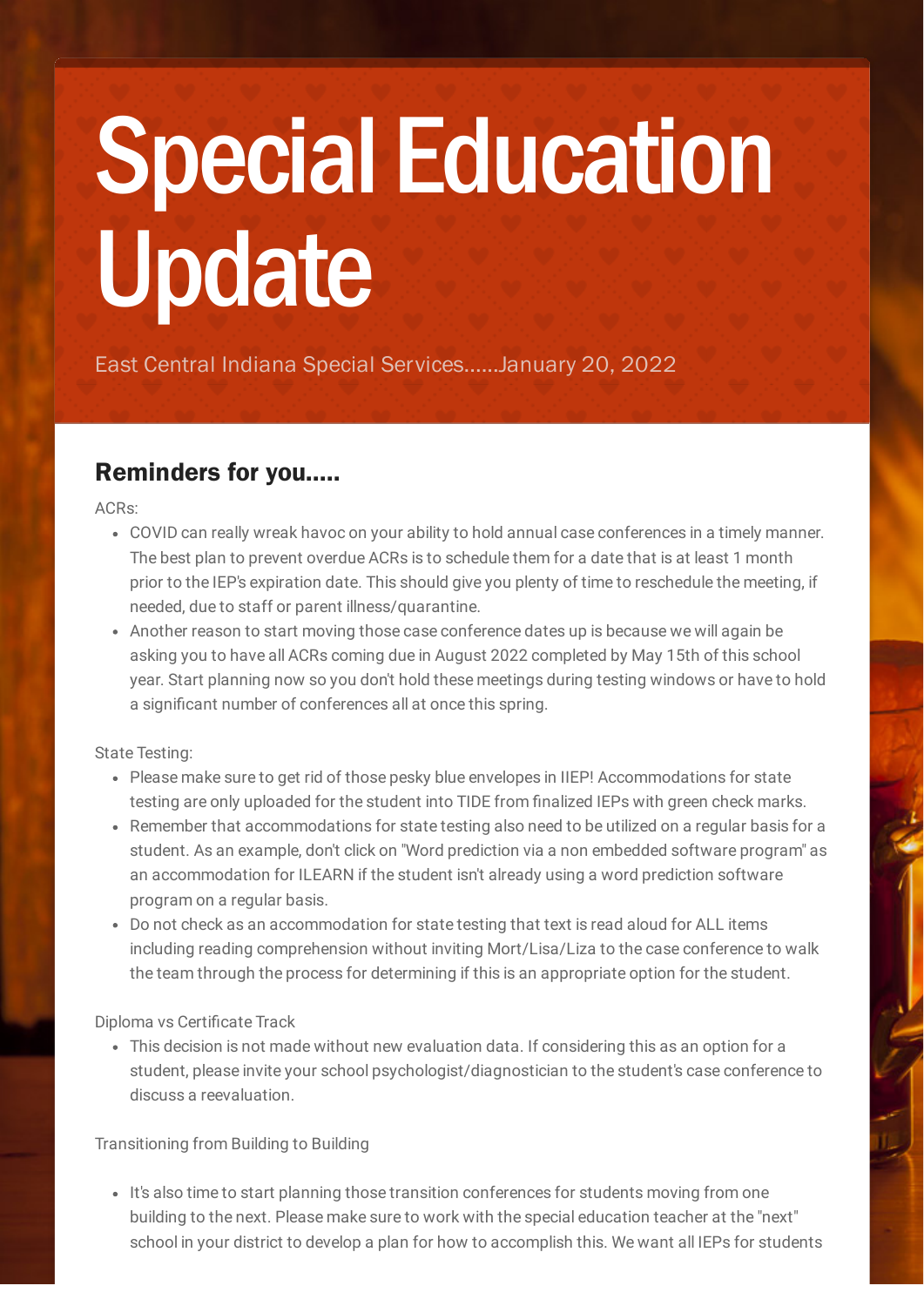# Special Education Update

East Central Indiana Special Services......January 20, 2022

## Reminders for you.....

ACRs:

- COVID can really wreak havoc on your ability to hold annual case conferences in a timely manner. The best plan to prevent overdue ACRs is to schedule them for a date that is at least 1 month prior to the IEP's expiration date. This should give you plenty of time to reschedule the meeting, if needed, due to staff or parent illness/quarantine.
- Another reason to start moving those case conference dates up is because we will again be asking you to have all ACRs coming due in August 2022 completed by May 15th of this school year. Start planning now so you don't hold these meetings during testing windows or have to hold a significant number of conferences all at once this spring.

State Testing:

- Please make sure to get rid of those pesky blue envelopes in IIEP! Accommodations for state testing are only uploaded for the student into TIDE from finalized IEPs with green check marks.
- Remember that accommodations for state testing also need to be utilized on a regular basis for a student. As an example, don't click on "Word prediction via a non embedded software program" as an accommodation for ILEARN if the student isn't already using a word prediction software program on a regular basis.
- Do not check as an accommodation for state testing that text is read aloud for ALL items including reading comprehension without inviting Mort/Lisa/Liza to the case conference to walk the team through the process for determining if this is an appropriate option for the student.

Diploma vs Certificate Track

- This decision is not made without new evaluation data. If considering this as an option for a student, please invite your school psychologist/diagnostician to the student's case conference to discuss a reevaluation.

Transitioning from Building to Building

- It's also time to start planning those transition conferences for students moving from one building to the next. Please make sure to work with the special education teacher at the "next" school in your district to develop a plan for how to accomplish this. We want all IEPs for students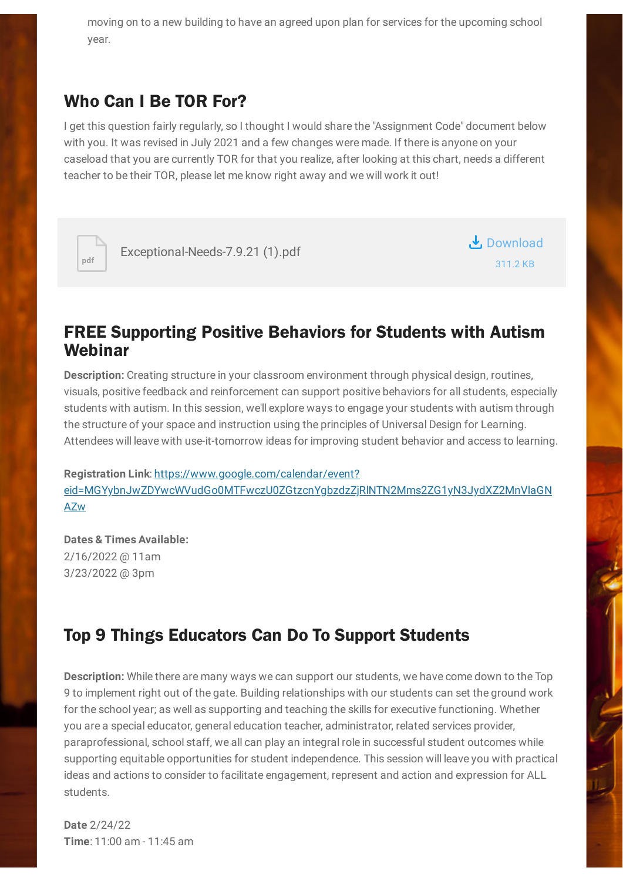moving on to a new building to have an agreed upon plan for services for the upcoming school year.

## Who Can I Be TOR For?

I get this question fairly regularly, so I thought I would share the "Assignment Code" document below with you. It was revised in July 2021 and a few changes were made. If there is anyone on your caseload that you are currently TOR for that you realize, after looking at this chart, needs a different teacher to be their TOR, please let me know right away and we will work it out!

Exceptional-Needs-7.9.21 (1).pdf

Download
311.2 KB

## FREE Supporting Positive Behaviors for Students with Autism Webinar

**Description:** Creating structure in your classroom environment through physical design, routines, visuals, positive feedback and reinforcement can support positive behaviors for all students, especially students with autism. In this session, we'll explore ways to engage your students with autism through the structure of your space and instruction using the principles of Universal Design for Learning. Attendees will leave with use-it-tomorrow ideas for improving student behavior and access to learning.

**Registration Link**: https://www.google.com/calendar/event?eid=MGYybnJwZDYwcWVudGo0MTFwczU0ZGtzcnYgbzdzZjRlNTN2Mms2ZG1yN3JydXZ2MnVlaGNAZw

**Dates & Times Available:**
2/16/2022 @ 11am
3/23/2022 @ 3pm

## Top 9 Things Educators Can Do To Support Students

**Description:** While there are many ways we can support our students, we have come down to the Top 9 to implement right out of the gate. Building relationships with our students can set the ground work for the school year; as well as supporting and teaching the skills for executive functioning. Whether you are a special educator, general education teacher, administrator, related services provider, paraprofessional, school staff, we all can play an integral role in successful student outcomes while supporting equitable opportunities for student independence. This session will leave you with practical ideas and actions to consider to facilitate engagement, represent and action and expression for ALL students.

**Date** 2/24/22
**Time**: 11:00 am - 11:45 am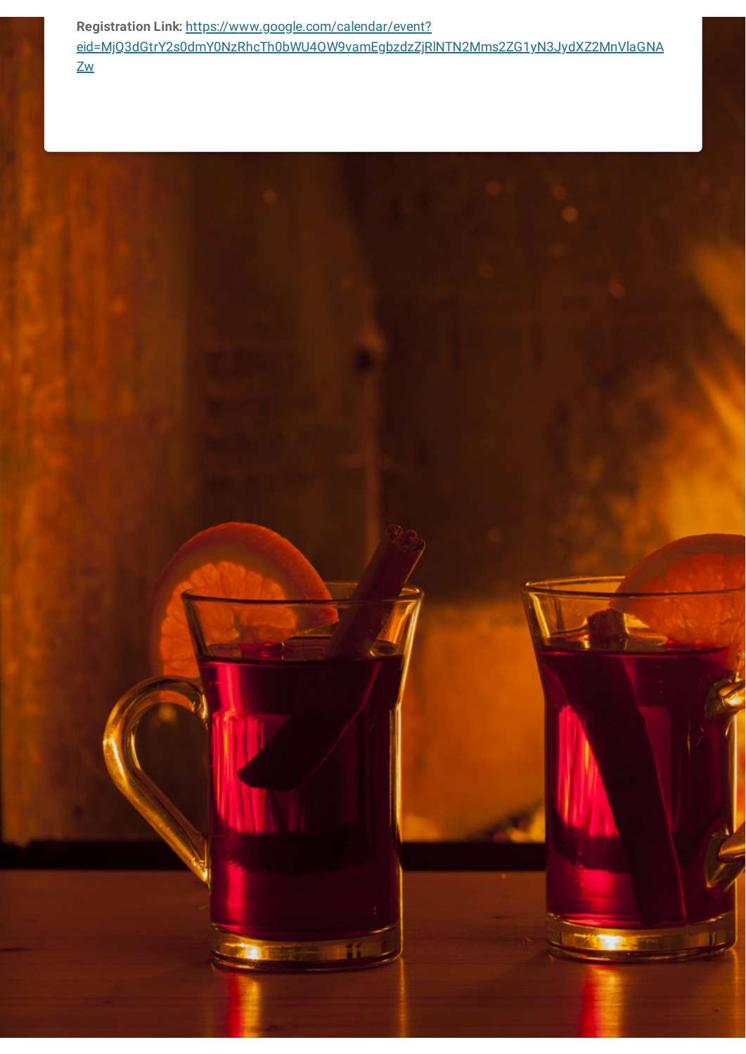**Registration Link:** [https://www.google.com/calendar/event?eid=MjQ3dGtrY2s0dmY0NzRhcTh0bWU4OW9vamEgbzdzZjRlNTN2Mms2ZG1yN3JydXZ2MnVlaGNAZw](https://www.google.com/calendar/event?eid=MjQ3dGtrY2s0dmY0NzRhcTh0bWU4OW9vamEgbzdzZjRlNTN2Mms2ZG1yN3JydXZ2MnVlaGNAZw)